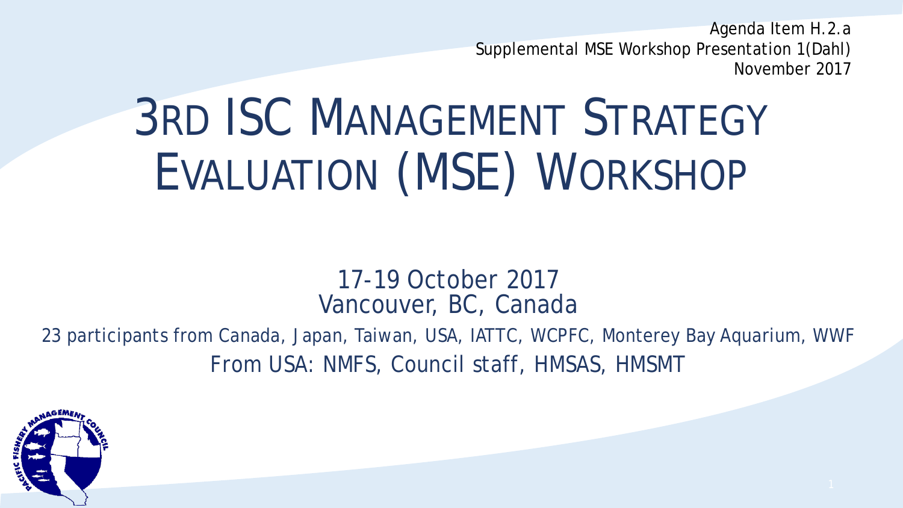Agenda Item H.2.a
Supplemental MSE Workshop Presentation 1(Dahl)
November 2017

# 3RD ISC MANAGEMENT STRATEGY EVALUATION (MSE) WORKSHOP

17-19 October 2017
Vancouver, BC, Canada

23 participants from Canada, Japan, Taiwan, USA, IATTC, WCPFC, Monterey Bay Aquarium, WWF

From USA: NMFS, Council staff, HMSAS, HMSMT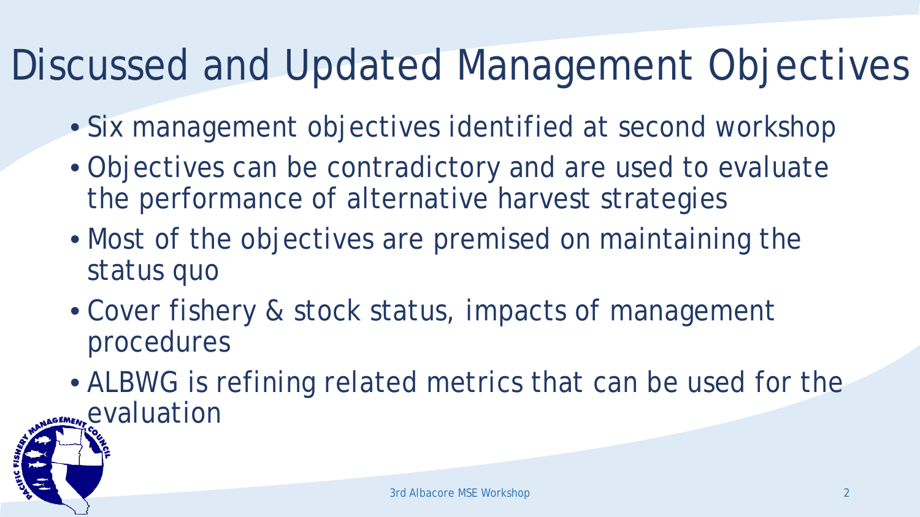# Discussed and Updated Management Objectives

- Six management objectives identified at second workshop
- Objectives can be contradictory and are used to evaluate the performance of alternative harvest strategies
- Most of the objectives are premised on maintaining the status quo
- Cover fishery & stock status, impacts of management procedures
- ALBWG is refining related metrics that can be used for the evaluation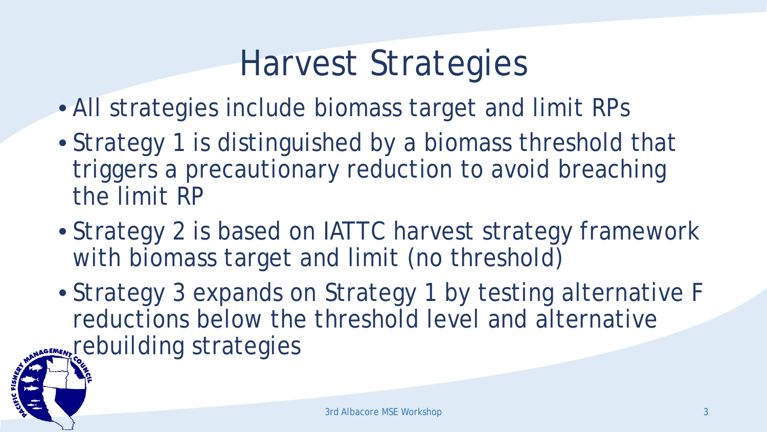# Harvest Strategies

- All strategies include biomass target and limit RPs
- Strategy 1 is distinguished by a biomass threshold that triggers a precautionary reduction to avoid breaching the limit RP
- Strategy 2 is based on IATTC harvest strategy framework with biomass target and limit (no threshold)
- Strategy 3 expands on Strategy 1 by testing alternative F reductions below the threshold level and alternative rebuilding strategies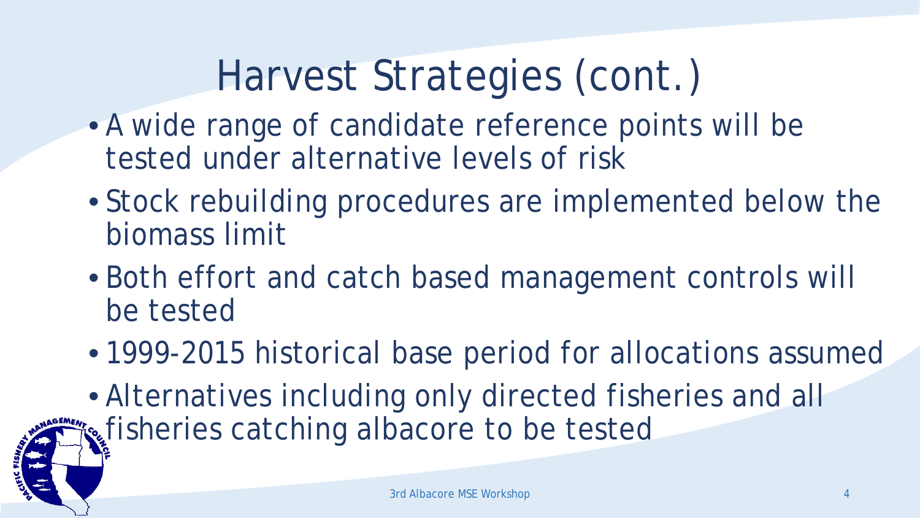# Harvest Strategies (cont.)

- A wide range of candidate reference points will be tested under alternative levels of risk
- Stock rebuilding procedures are implemented below the biomass limit
- Both effort and catch based management controls will be tested
- 1999-2015 historical base period for allocations assumed
- Alternatives including only directed fisheries and all fisheries catching albacore to be tested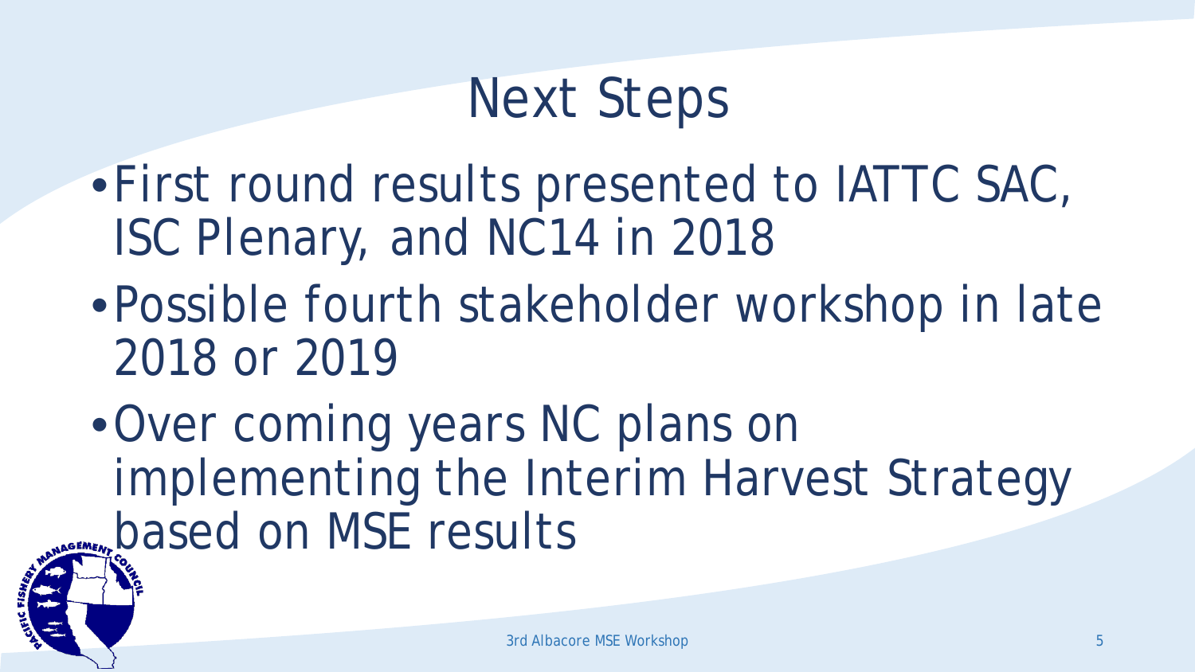# Next Steps

- First round results presented to IATTC SAC, ISC Plenary, and NC14 in 2018
- Possible fourth stakeholder workshop in late 2018 or 2019
- Over coming years NC plans on implementing the Interim Harvest Strategy based on MSE results